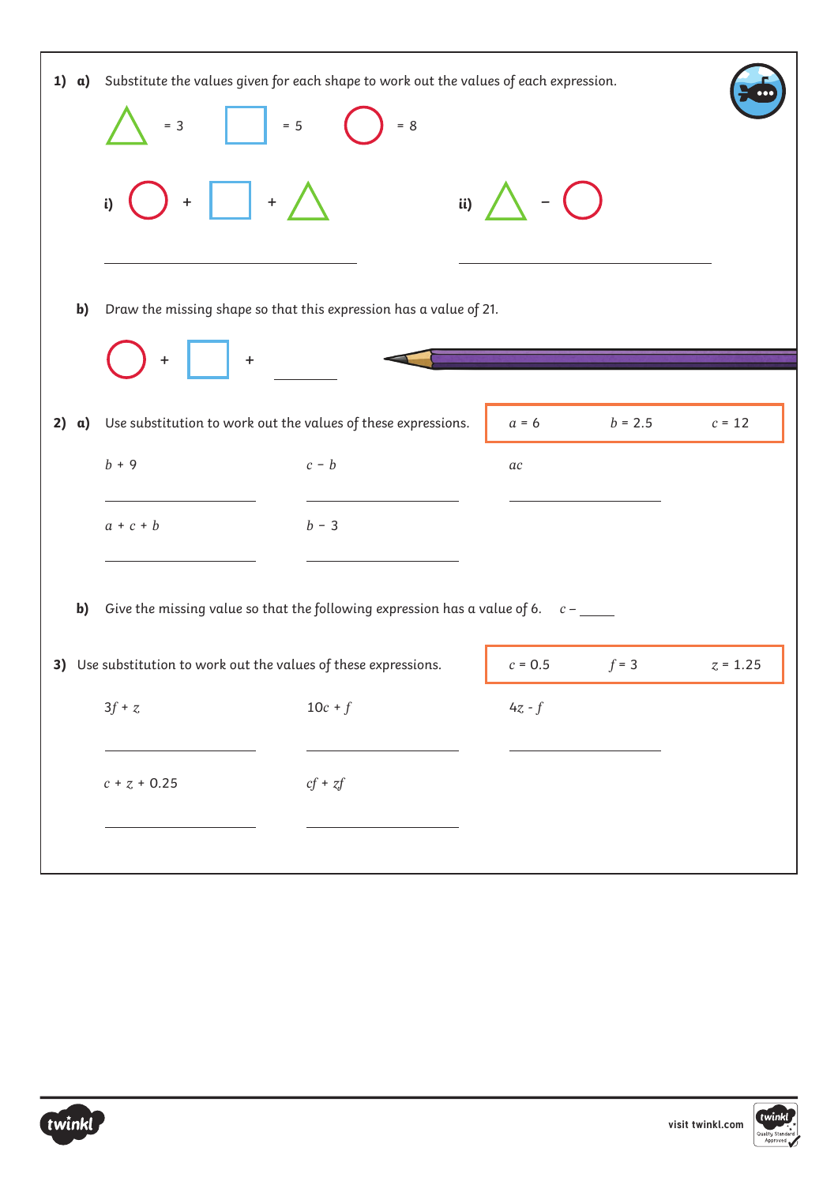**1) a)** Substitute the values given for each shape to work out the values of each expression.

△ = 3 □ = 5 ◯ = 8

**i)** ◯ + □ + △

**ii)** △ − ◯

\_\_\_\_\_\_\_\_\_\_\_\_\_\_\_\_\_\_\_\_ \_\_\_\_\_\_\_\_\_\_\_\_\_\_\_\_\_\_\_\_

**b)** Draw the missing shape so that this expression has a value of 21.

◯ + □ + \_\_\_\_\_\_

**2) a)** Use substitution to work out the values of these expressions.

$a = 6$ $b = 2.5$ $c = 12$

$b + 9$ \_\_\_\_\_\_\_\_\_\_

$c - b$ \_\_\_\_\_\_\_\_\_\_

$ac$ \_\_\_\_\_\_\_\_\_\_

$a + c + b$ \_\_\_\_\_\_\_\_\_\_

$b - 3$ \_\_\_\_\_\_\_\_\_\_

**b)** Give the missing value so that the following expression has a value of 6. $c$ – \_\_\_\_\_

**3)** Use substitution to work out the values of these expressions.

$c = 0.5$ $f = 3$ $z = 1.25$

$3f + z$ \_\_\_\_\_\_\_\_\_\_

$10c + f$ \_\_\_\_\_\_\_\_\_\_

$4z - f$ \_\_\_\_\_\_\_\_\_\_

$c + z + 0.25$ \_\_\_\_\_\_\_\_\_\_

$cf + zf$ \_\_\_\_\_\_\_\_\_\_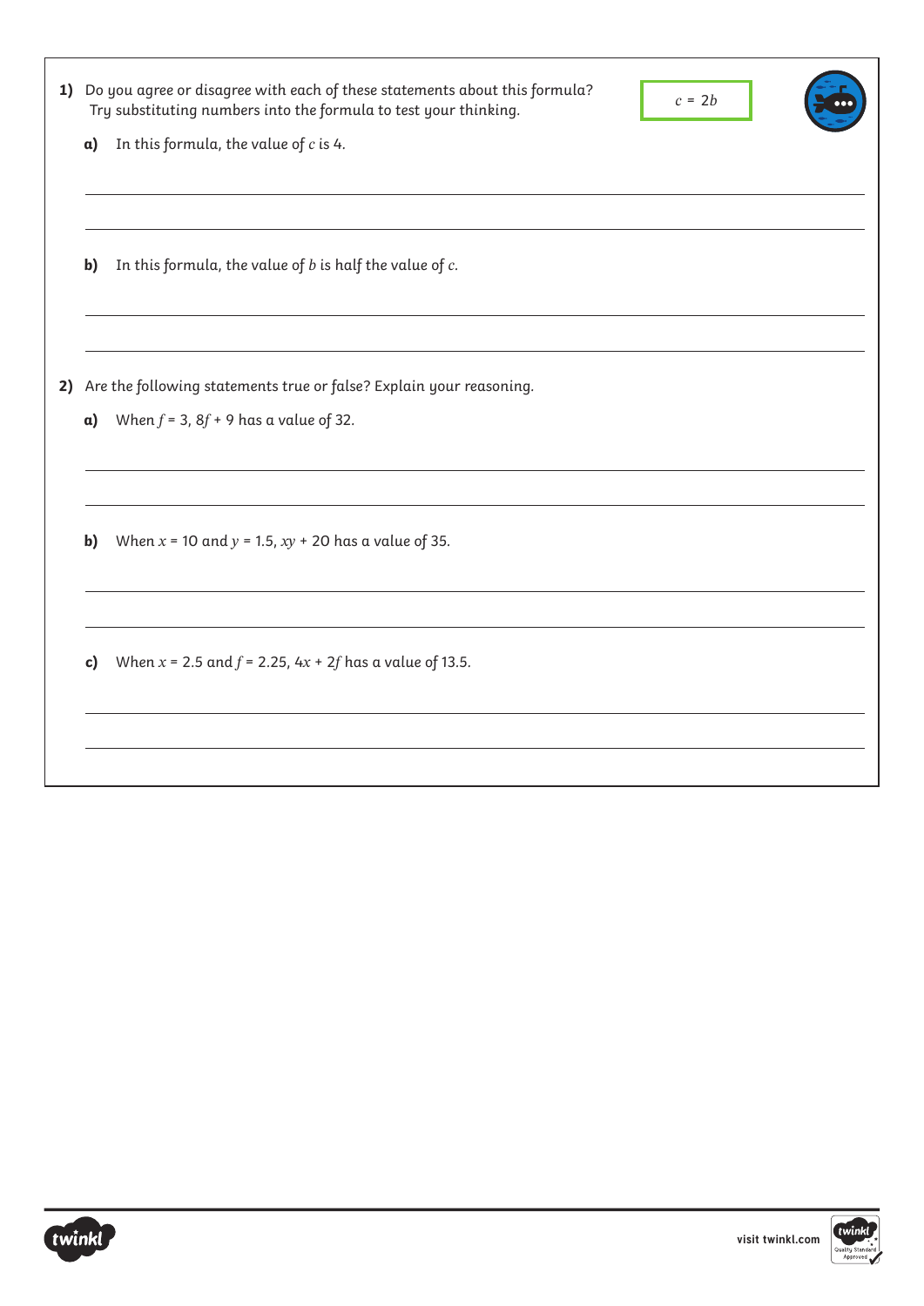1) Do you agree or disagree with each of these statements about this formula? Try substituting numbers into the formula to test your thinking.

$c = 2b$

a) In this formula, the value of $c$ is 4.

b) In this formula, the value of $b$ is half the value of $c$.

2) Are the following statements true or false? Explain your reasoning.

a) When $f = 3$, $8f + 9$ has a value of 32.

b) When $x = 10$ and $y = 1.5$, $xy + 20$ has a value of 35.

c) When $x = 2.5$ and $f = 2.25$, $4x + 2f$ has a value of 13.5.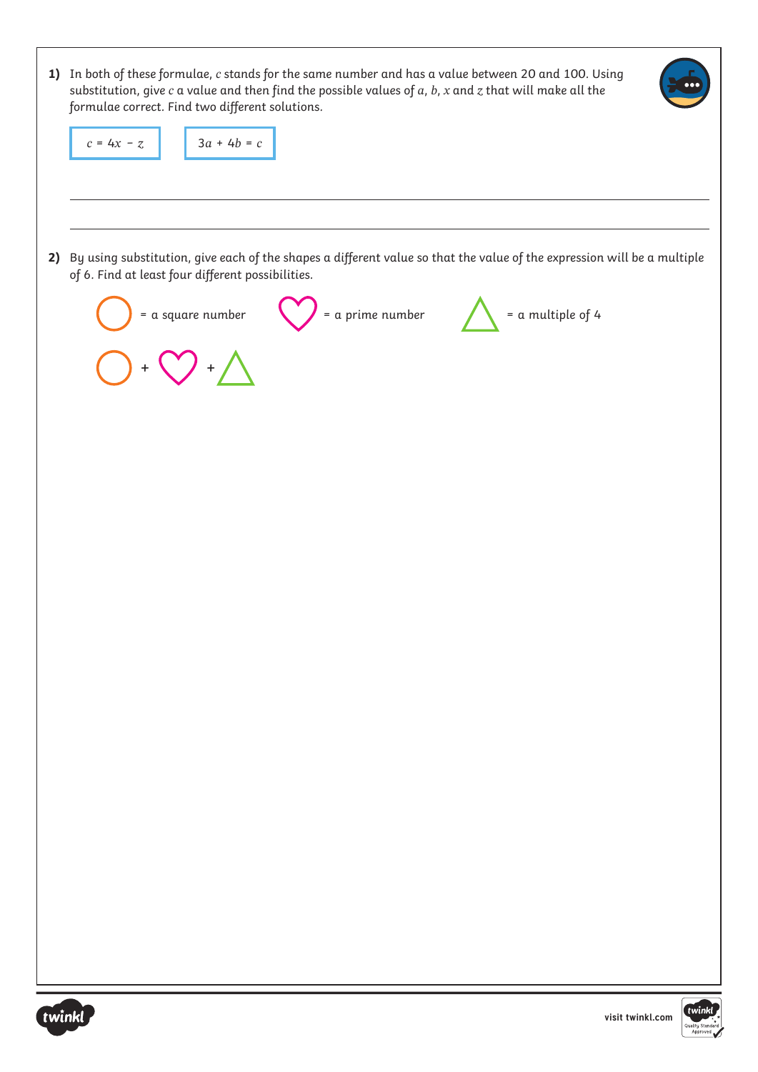**1)** In both of these formulae, $c$ stands for the same number and has a value between 20 and 100. Using substitution, give $c$ a value and then find the possible values of $a$, $b$, $x$ and $z$ that will make all the formulae correct. Find two different solutions.

$c = 4x - z$

$3a + 4b = c$

---

---

**2)** By using substitution, give each of the shapes a different value so that the value of the expression will be a multiple of 6. Find at least four different possibilities.

○ = a square number

♡ = a prime number

△ = a multiple of 4

○ + ♡ + △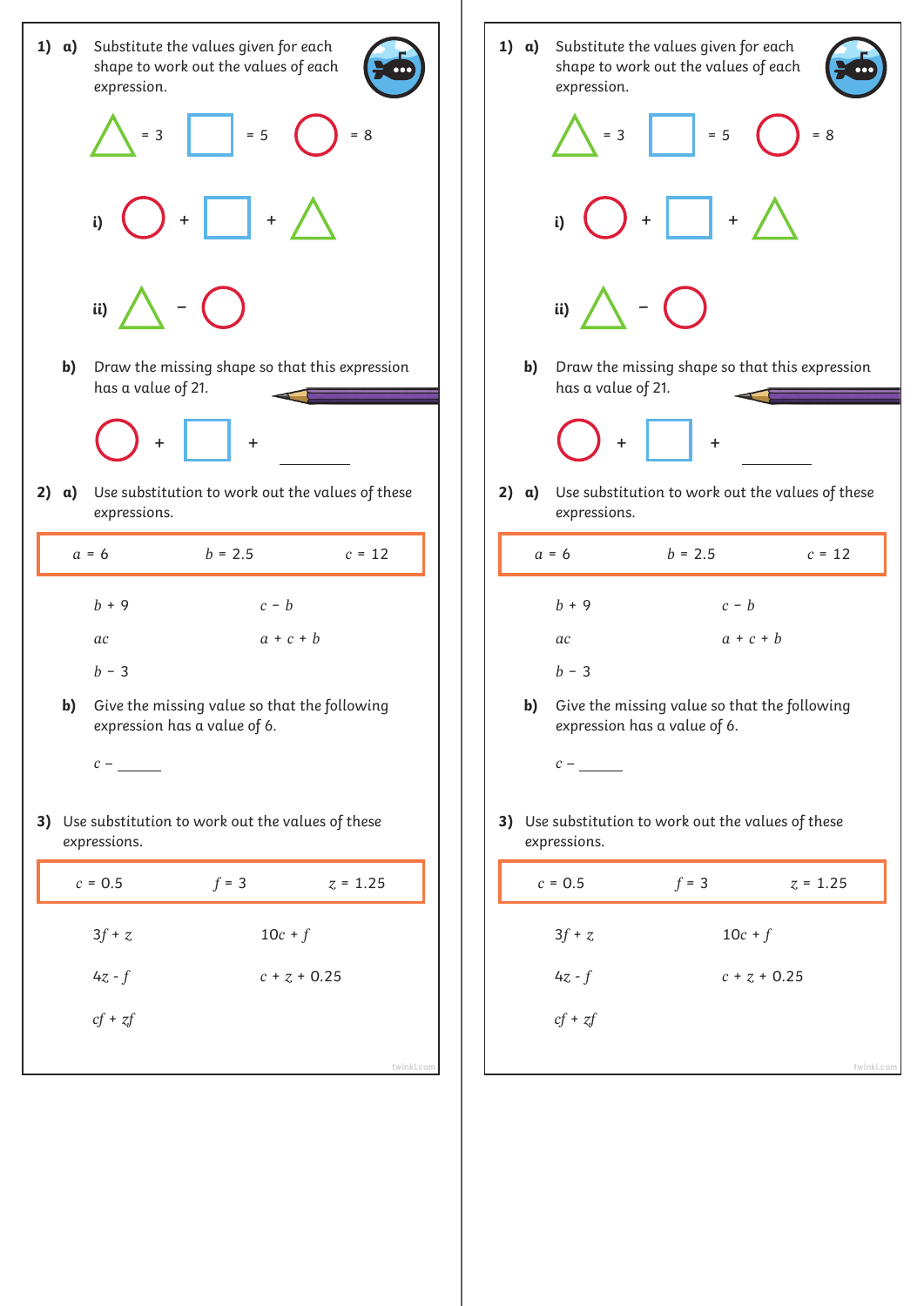**1) a)** Substitute the values given for each shape to work out the values of each expression.

△ = 3 □ = 5 ○ = 8

**i)** ○ + □ + △

**ii)** △ − ○

**b)** Draw the missing shape so that this expression has a value of 21.

○ + □ + ______

**2) a)** Use substitution to work out the values of these expressions.

| $a$ = 6 | $b$ = 2.5 | $c$ = 12 |
|---|---|---|

$b + 9$ $c - b$

$ac$ $a + c + b$

$b - 3$

**b)** Give the missing value so that the following expression has a value of 6.

$c$ − ______

**3)** Use substitution to work out the values of these expressions.

| $c$ = 0.5 | $f$ = 3 | $z$ = 1.25 |
|---|---|---|

$3f + z$ $10c + f$

$4z - f$ $c + z + 0.25$

$cf + zf$

**1) a)** Substitute the values given for each shape to work out the values of each expression.

△ = 3 □ = 5 ○ = 8

**i)** ○ + □ + △

**ii)** △ − ○

**b)** Draw the missing shape so that this expression has a value of 21.

○ + □ + ______

**2) a)** Use substitution to work out the values of these expressions.

| $a$ = 6 | $b$ = 2.5 | $c$ = 12 |
|---|---|---|

$b + 9$ $c - b$

$ac$ $a + c + b$

$b - 3$

**b)** Give the missing value so that the following expression has a value of 6.

$c$ − ______

**3)** Use substitution to work out the values of these expressions.

| $c$ = 0.5 | $f$ = 3 | $z$ = 1.25 |
|---|---|---|

$3f + z$ $10c + f$

$4z - f$ $c + z + 0.25$

$cf + zf$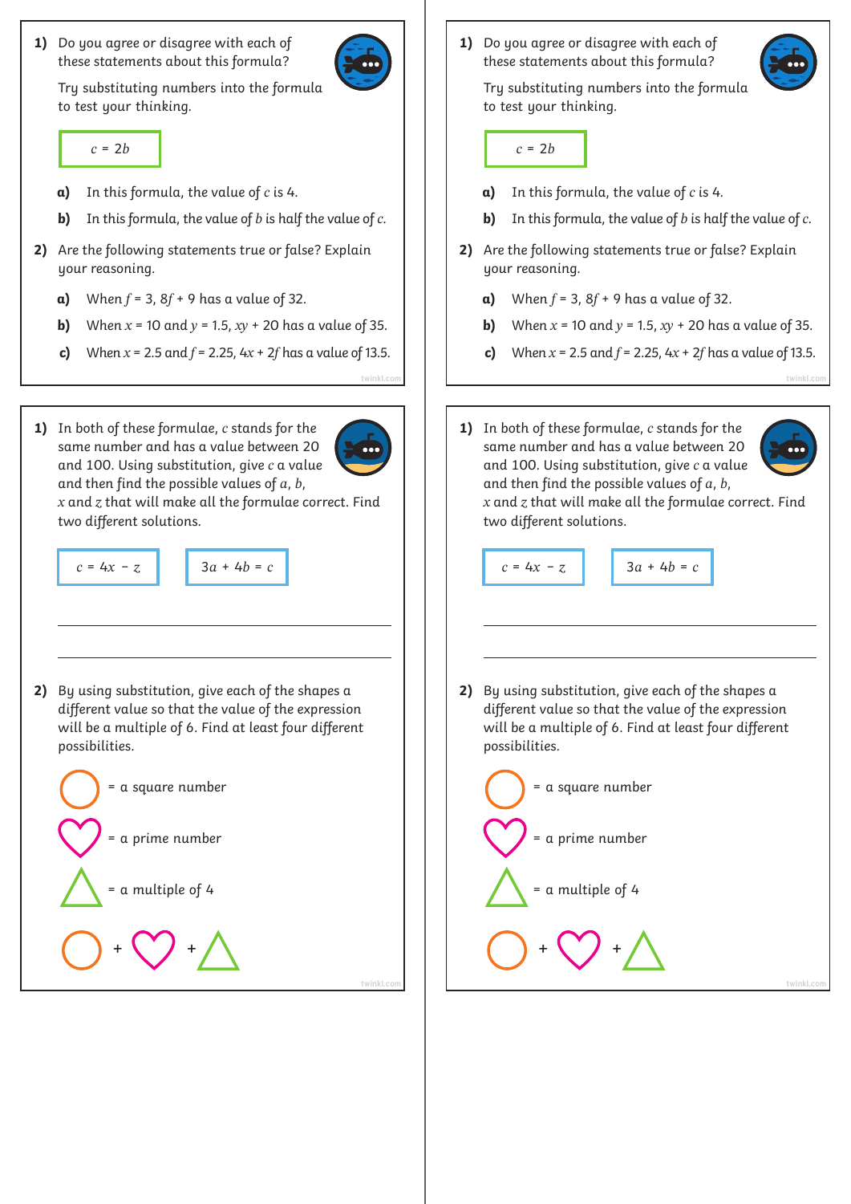1) Do you agree or disagree with each of these statements about this formula?

Try substituting numbers into the formula to test your thinking.

$c = 2b$

a) In this formula, the value of $c$ is 4.

b) In this formula, the value of $b$ is half the value of $c$.

2) Are the following statements true or false? Explain your reasoning.

a) When $f = 3$, $8f + 9$ has a value of 32.

b) When $x = 10$ and $y = 1.5$, $xy + 20$ has a value of 35.

c) When $x = 2.5$ and $f = 2.25$, $4x + 2f$ has a value of 13.5.

1) Do you agree or disagree with each of these statements about this formula?

Try substituting numbers into the formula to test your thinking.

$c = 2b$

a) In this formula, the value of $c$ is 4.

b) In this formula, the value of $b$ is half the value of $c$.

2) Are the following statements true or false? Explain your reasoning.

a) When $f = 3$, $8f + 9$ has a value of 32.

b) When $x = 10$ and $y = 1.5$, $xy + 20$ has a value of 35.

c) When $x = 2.5$ and $f = 2.25$, $4x + 2f$ has a value of 13.5.

1) In both of these formulae, $c$ stands for the same number and has a value between 20 and 100. Using substitution, give $c$ a value and then find the possible values of $a$, $b$, $x$ and $z$ that will make all the formulae correct. Find two different solutions.

$c = 4x - z$

$3a + 4b = c$

2) By using substitution, give each of the shapes a different value so that the value of the expression will be a multiple of 6. Find at least four different possibilities.

○ = a square number

♡ = a prime number

△ = a multiple of 4

○ + ♡ + △

1) In both of these formulae, $c$ stands for the same number and has a value between 20 and 100. Using substitution, give $c$ a value and then find the possible values of $a$, $b$, $x$ and $z$ that will make all the formulae correct. Find two different solutions.

$c = 4x - z$

$3a + 4b = c$

2) By using substitution, give each of the shapes a different value so that the value of the expression will be a multiple of 6. Find at least four different possibilities.

○ = a square number

♡ = a prime number

△ = a multiple of 4

○ + ♡ + △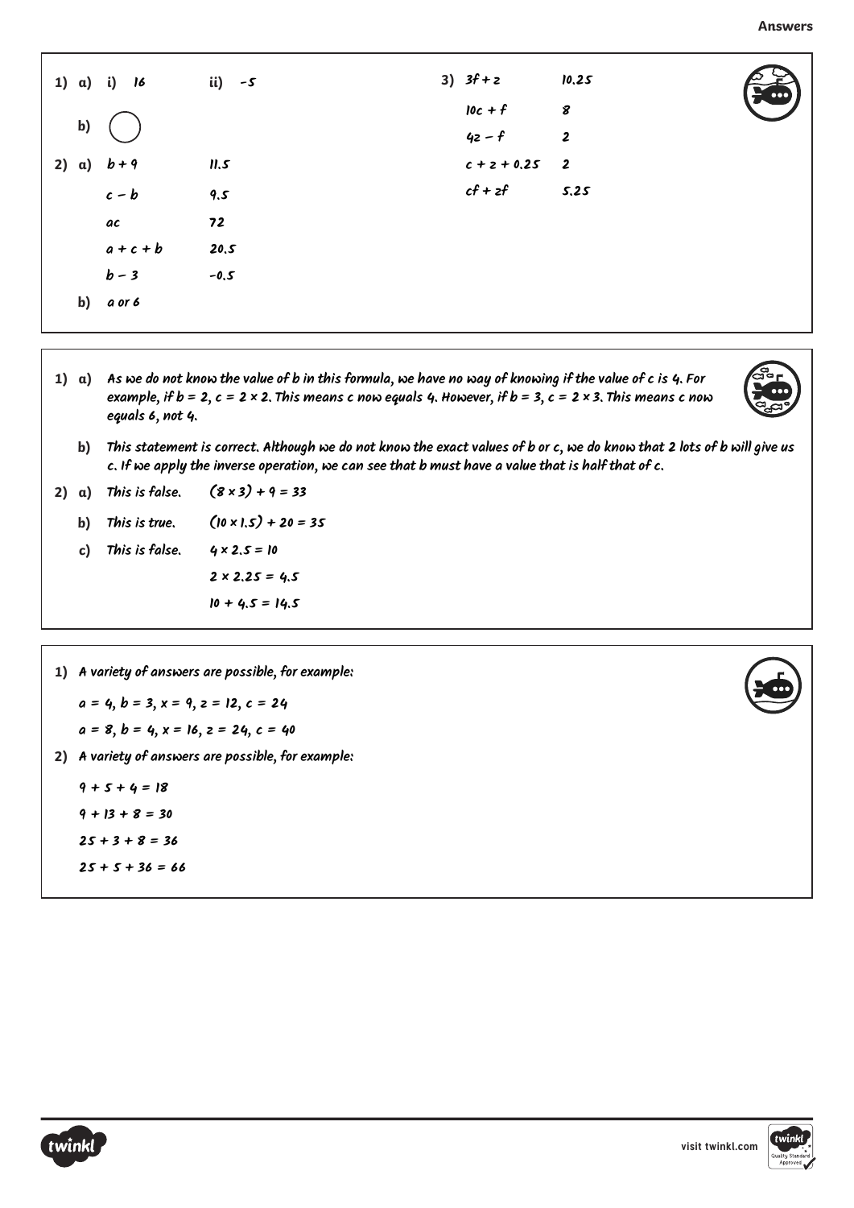## Answers

1) a) i) 16 ii) -5

b) ◯

2) a)

| | |
|---|---|
| $b + 9$ | 11.5 |
| $c - b$ | 9.5 |
| $ac$ | 72 |
| $a + c + b$ | 20.5 |
| $b - 3$ | -0.5 |

b) a or 6

3)

| | |
|---|---|
| $3f + z$ | 10.25 |
| $10c + f$ | 8 |
| $4z - f$ | 2 |
| $c + z + 0.25$ | 2 |
| $cf + zf$ | 5.25 |

---

1) a) As we do not know the value of b in this formula, we have no way of knowing if the value of c is 4. For example, if $b = 2$, $c = 2 \times 2$. This means c now equals 4. However, if $b = 3$, $c = 2 \times 3$. This means c now equals 6, not 4.

b) This statement is correct. Although we do not know the exact values of b or c, we do know that 2 lots of b will give us c. If we apply the inverse operation, we can see that b must have a value that is half that of c.

2) a) This is false. $(8 \times 3) + 9 = 33$

b) This is true. $(10 \times 1.5) + 20 = 35$

c) This is false. $4 \times 2.5 = 10$

$2 \times 2.25 = 4.5$

$10 + 4.5 = 14.5$

---

1) A variety of answers are possible, for example:

$a = 4, b = 3, x = 9, z = 12, c = 24$

$a = 8, b = 4, x = 16, z = 24, c = 40$

2) A variety of answers are possible, for example:

$9 + 5 + 4 = 18$

$9 + 13 + 8 = 30$

$25 + 3 + 8 = 36$

$25 + 5 + 36 = 66$